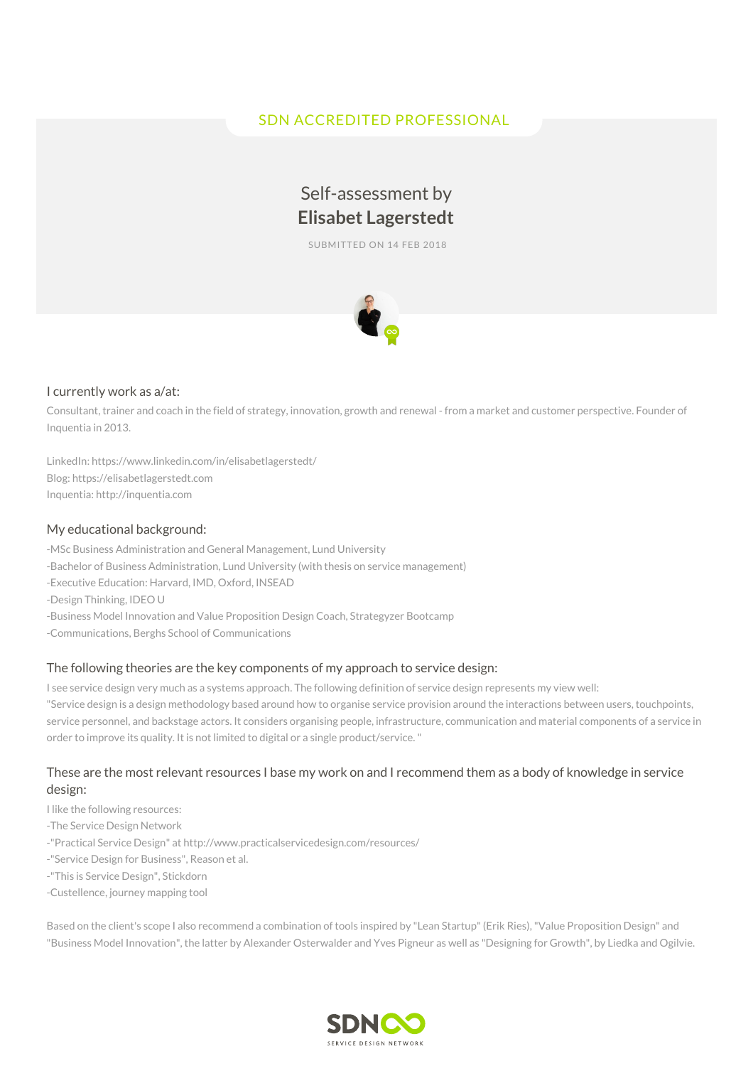SDN ACCREDITED PROFESSIONAL

# Self-assessment by **Elisabet Lagerstedt**

SUBMITTED ON 14 FEB 2018

## I currently work as a/at:

Consultant, trainer and coach in the field of strategy, innovation, growth and renewal - from a market and customer perspective. Founder of Inquentia in 2013.

LinkedIn: https://www.linkedin.com/in/elisabetlagerstedt/
Blog: https://elisabetlagerstedt.com
Inquentia: http://inquentia.com

## My educational background:

-MSc Business Administration and General Management, Lund University
-Bachelor of Business Administration, Lund University (with thesis on service management)
-Executive Education: Harvard, IMD, Oxford, INSEAD
-Design Thinking, IDEO U
-Business Model Innovation and Value Proposition Design Coach, Strategyzer Bootcamp
-Communications, Berghs School of Communications

## The following theories are the key components of my approach to service design:

I see service design very much as a systems approach. The following definition of service design represents my view well:
"Service design is a design methodology based around how to organise service provision around the interactions between users, touchpoints, service personnel, and backstage actors. It considers organising people, infrastructure, communication and material components of a service in order to improve its quality. It is not limited to digital or a single product/service. "

## These are the most relevant resources I base my work on and I recommend them as a body of knowledge in service design:

I like the following resources:
-The Service Design Network
-"Practical Service Design" at http://www.practicalservicedesign.com/resources/
-"Service Design for Business", Reason et al.
-"This is Service Design", Stickdorn
-Custellence, journey mapping tool

Based on the client's scope I also recommend a combination of tools inspired by "Lean Startup" (Erik Ries), "Value Proposition Design" and "Business Model Innovation", the latter by Alexander Osterwalder and Yves Pigneur as well as "Designing for Growth", by Liedka and Ogilvie.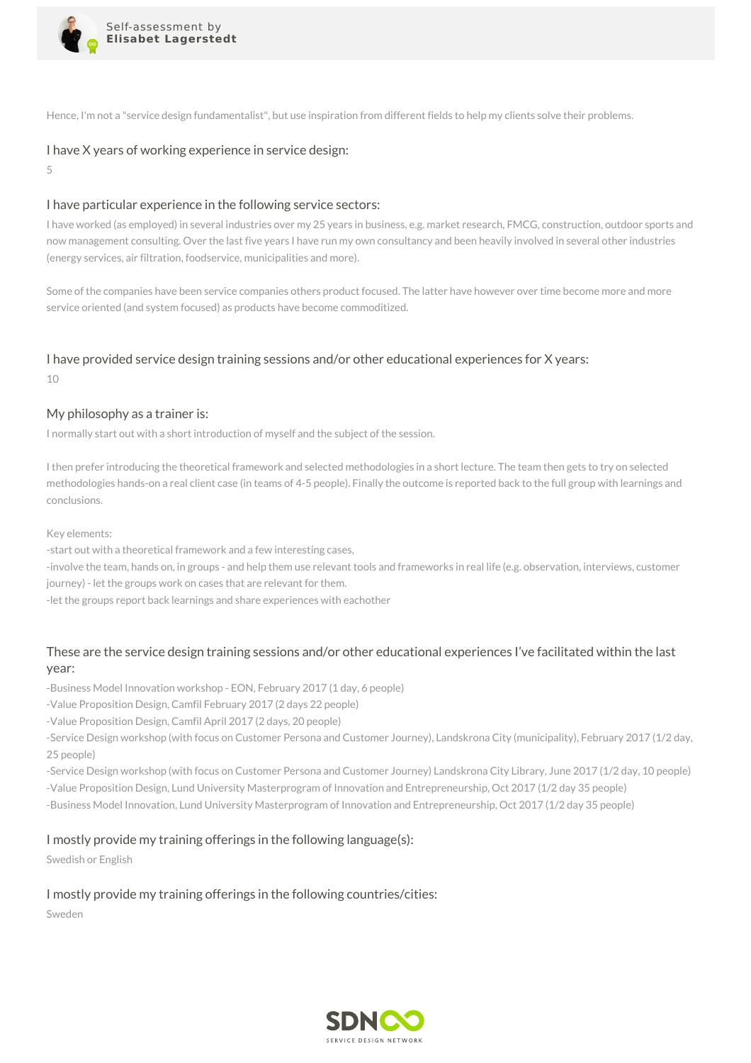Hence, I'm not a "service design fundamentalist", but use inspiration from different fields to help my clients solve their problems.

### I have X years of working experience in service design:

5

### I have particular experience in the following service sectors:

I have worked (as employed) in several industries over my 25 years in business, e.g. market research, FMCG, construction, outdoor sports and now management consulting. Over the last five years I have run my own consultancy and been heavily involved in several other industries (energy services, air filtration, foodservice, municipalities and more).

Some of the companies have been service companies others product focused. The latter have however over time become more and more service oriented (and system focused) as products have become commoditized.

### I have provided service design training sessions and/or other educational experiences for X years:

10

### My philosophy as a trainer is:

I normally start out with a short introduction of myself and the subject of the session.

I then prefer introducing the theoretical framework and selected methodologies in a short lecture. The team then gets to try on selected methodologies hands-on a real client case (in teams of 4-5 people). Finally the outcome is reported back to the full group with learnings and conclusions.

Key elements:
-start out with a theoretical framework and a few interesting cases,
-involve the team, hands on, in groups - and help them use relevant tools and frameworks in real life (e.g. observation, interviews, customer journey) - let the groups work on cases that are relevant for them.
-let the groups report back learnings and share experiences with eachother

### These are the service design training sessions and/or other educational experiences I've facilitated within the last year:

-Business Model Innovation workshop - EON, February 2017 (1 day, 6 people)
-Value Proposition Design, Camfil February 2017 (2 days 22 people)
-Value Proposition Design, Camfil April 2017 (2 days, 20 people)
-Service Design workshop (with focus on Customer Persona and Customer Journey), Landskrona City (municipality), February 2017 (1/2 day, 25 people)
-Service Design workshop (with focus on Customer Persona and Customer Journey) Landskrona City Library, June 2017 (1/2 day, 10 people)
-Value Proposition Design, Lund University Masterprogram of Innovation and Entrepreneurship, Oct 2017 (1/2 day 35 people)
-Business Model Innovation, Lund University Masterprogram of Innovation and Entrepreneurship, Oct 2017 (1/2 day 35 people)

### I mostly provide my training offerings in the following language(s):

Swedish or English

### I mostly provide my training offerings in the following countries/cities:

Sweden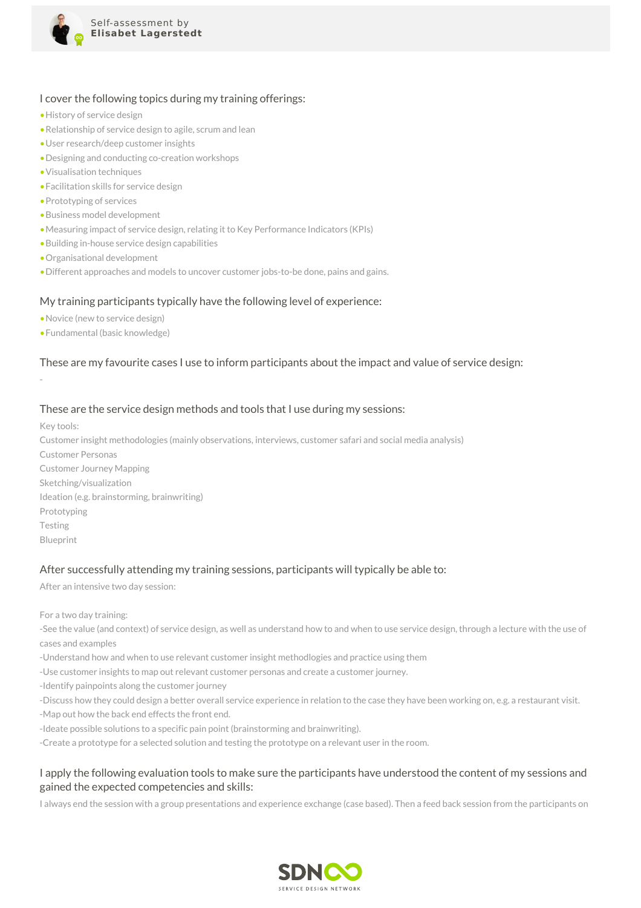### I cover the following topics during my training offerings:

- History of service design
- Relationship of service design to agile, scrum and lean
- User research/deep customer insights
- Designing and conducting co-creation workshops
- Visualisation techniques
- Facilitation skills for service design
- Prototyping of services
- Business model development
- Measuring impact of service design, relating it to Key Performance Indicators (KPIs)
- Building in-house service design capabilities
- Organisational development
- Different approaches and models to uncover customer jobs-to-be done, pains and gains.

### My training participants typically have the following level of experience:

- Novice (new to service design)
- Fundamental (basic knowledge)

### These are my favourite cases I use to inform participants about the impact and value of service design:

-

### These are the service design methods and tools that I use during my sessions:

Key tools:
Customer insight methodologies (mainly observations, interviews, customer safari and social media analysis)
Customer Personas
Customer Journey Mapping
Sketching/visualization
Ideation (e.g. brainstorming, brainwriting)
Prototyping
Testing
Blueprint

### After successfully attending my training sessions, participants will typically be able to:

After an intensive two day session:

For a two day training:
-See the value (and context) of service design, as well as understand how to and when to use service design, through a lecture with the use of cases and examples
-Understand how and when to use relevant customer insight methodlogies and practice using them
-Use customer insights to map out relevant customer personas and create a customer journey.
-Identify painpoints along the customer journey
-Discuss how they could design a better overall service experience in relation to the case they have been working on, e.g. a restaurant visit.
-Map out how the back end effects the front end.
-Ideate possible solutions to a specific pain point (brainstorming and brainwriting).
-Create a prototype for a selected solution and testing the prototype on a relevant user in the room.

### I apply the following evaluation tools to make sure the participants have understood the content of my sessions and gained the expected competencies and skills:

I always end the session with a group presentations and experience exchange (case based). Then a feed back session from the participants on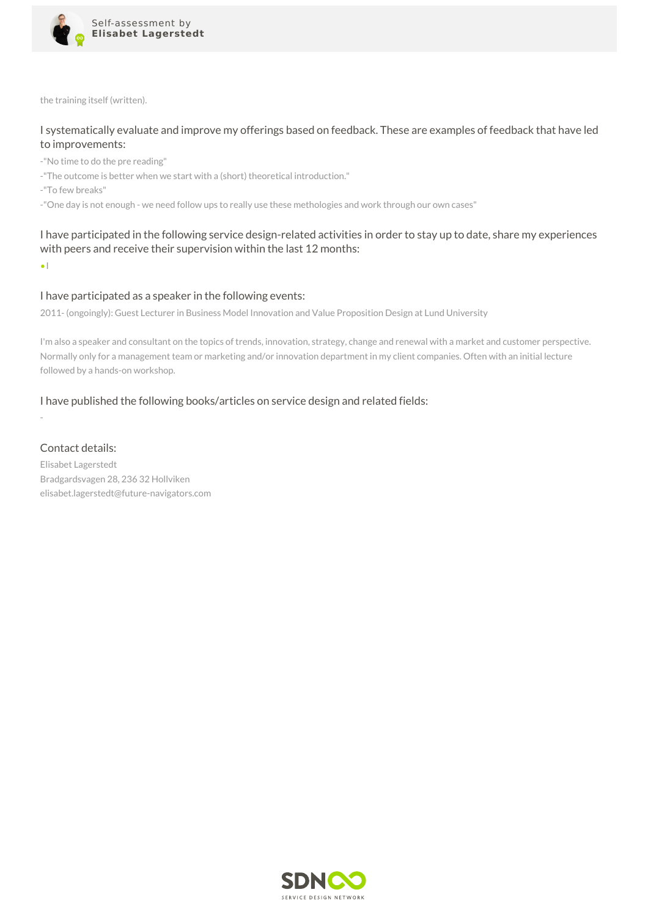the training itself (written).

### I systematically evaluate and improve my offerings based on feedback. These are examples of feedback that have led to improvements:

-"No time to do the pre reading"

-"The outcome is better when we start with a (short) theoretical introduction."

-"To few breaks"

-"One day is not enough - we need follow ups to really use these methologies and work through our own cases"

### I have participated in the following service design-related activities in order to stay up to date, share my experiences with peers and receive their supervision within the last 12 months:

- I

### I have participated as a speaker in the following events:

2011- (ongoingly): Guest Lecturer in Business Model Innovation and Value Proposition Design at Lund University

I'm also a speaker and consultant on the topics of trends, innovation, strategy, change and renewal with a market and customer perspective. Normally only for a management team or marketing and/or innovation department in my client companies. Often with an initial lecture followed by a hands-on workshop.

### I have published the following books/articles on service design and related fields:

-

### Contact details:

Elisabet Lagerstedt
Bradgardsvagen 28, 236 32 Hollviken
elisabet.lagerstedt@future-navigators.com